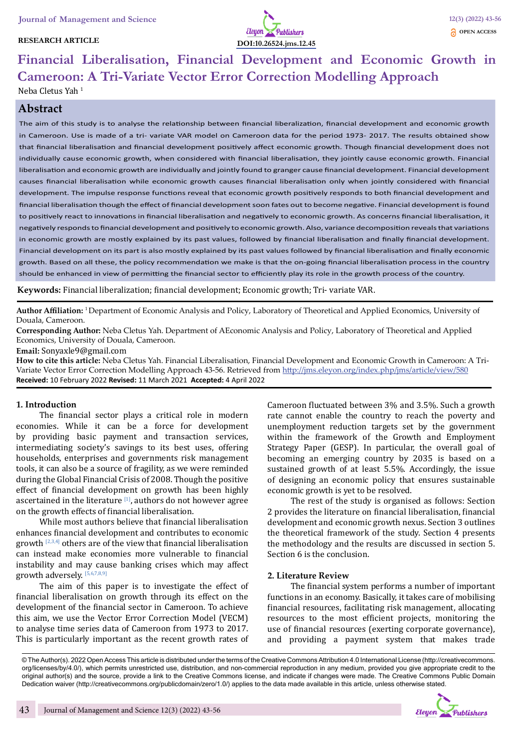RESEARCH ARTICLE

DOI:10.26524.jms.12.45

# Financial Liberalisation, Financial Development and Economic Growth in Cameroon: A Tri-Variate Vector Error Correction Modelling Approach

Neba Cletus Yah [1]

## Abstract

The aim of this study is to analyse the relationship between financial liberalization, financial development and economic growth in Cameroon. Use is made of a tri- variate VAR model on Cameroon data for the period 1973- 2017. The results obtained show that financial liberalisation and financial development positively affect economic growth. Though financial development does not individually cause economic growth, when considered with financial liberalisation, they jointly cause economic growth. Financial liberalisation and economic growth are individually and jointly found to granger cause financial development. Financial development causes financial liberalisation while economic growth causes financial liberalisation only when jointly considered with financial development. The impulse response functions reveal that economic growth positively responds to both financial development and financial liberalisation though the effect of financial development soon fates out to become negative. Financial development is found to positively react to innovations in financial liberalisation and negatively to economic growth. As concerns financial liberalisation, it negatively responds to financial development and positively to economic growth. Also, variance decomposition reveals that variations in economic growth are mostly explained by its past values, followed by financial liberalisation and finally financial development. Financial development on its part is also mostly explained by its past values followed by financial liberalisation and finally economic growth. Based on all these, the policy recommendation we make is that the on-going financial liberalisation process in the country should be enhanced in view of permitting the financial sector to efficiently play its role in the growth process of the country.

**Keywords:** Financial liberalization; financial development; Economic growth; Tri- variate VAR.

**Author Affiliation:** [1] Department of Economic Analysis and Policy, Laboratory of Theoretical and Applied Economics, University of Douala, Cameroon.

**Corresponding Author:** Neba Cletus Yah. Department of AEconomic Analysis and Policy, Laboratory of Theoretical and Applied Economics, University of Douala, Cameroon.

**Email:** Sonyaxle9@gmail.com

**How to cite this article:** Neba Cletus Yah. Financial Liberalisation, Financial Development and Economic Growth in Cameroon: A Tri-Variate Vector Error Correction Modelling Approach 43-56. Retrieved from http://jms.eleyon.org/index.php/jms/article/view/580

**Received:** 10 February 2022 **Revised:** 11 March 2021 **Accepted:** 4 April 2022

## 1. Introduction

The financial sector plays a critical role in modern economies. While it can be a force for development by providing basic payment and transaction services, intermediating society's savings to its best uses, offering households, enterprises and governments risk management tools, it can also be a source of fragility, as we were reminded during the Global Financial Crisis of 2008. Though the positive effect of financial development on growth has been highly ascertained in the literature [1], authors do not however agree on the growth effects of financial liberalisation.

While most authors believe that financial liberalisation enhances financial development and contributes to economic growth [2,3,4] others are of the view that financial liberalisation can instead make economies more vulnerable to financial instability and may cause banking crises which may affect growth adversely. [5,6,7,8,9]

The aim of this paper is to investigate the effect of financial liberalisation on growth through its effect on the development of the financial sector in Cameroon. To achieve this aim, we use the Vector Error Correction Model (VECM) to analyse time series data of Cameroon from 1973 to 2017. This is particularly important as the recent growth rates of Cameroon fluctuated between 3% and 3.5%. Such a growth rate cannot enable the country to reach the poverty and unemployment reduction targets set by the government within the framework of the Growth and Employment Strategy Paper (GESP). In particular, the overall goal of becoming an emerging country by 2035 is based on a sustained growth of at least 5.5%. Accordingly, the issue of designing an economic policy that ensures sustainable economic growth is yet to be resolved.

The rest of the study is organised as follows: Section 2 provides the literature on financial liberalisation, financial development and economic growth nexus. Section 3 outlines the theoretical framework of the study. Section 4 presents the methodology and the results are discussed in section 5. Section 6 is the conclusion.

## 2. Literature Review

The financial system performs a number of important functions in an economy. Basically, it takes care of mobilising financial resources, facilitating risk management, allocating resources to the most efficient projects, monitoring the use of financial resources (exerting corporate governance), and providing a payment system that makes trade

© The Author(s). 2022 Open Access This article is distributed under the terms of the Creative Commons Attribution 4.0 International License (http://creativecommons.org/licenses/by/4.0/), which permits unrestricted use, distribution, and non-commercial reproduction in any medium, provided you give appropriate credit to the original author(s) and the source, provide a link to the Creative Commons license, and indicate if changes were made. The Creative Commons Public Domain Dedication waiver (http://creativecommons.org/publicdomain/zero/1.0/) applies to the data made available in this article, unless otherwise stated.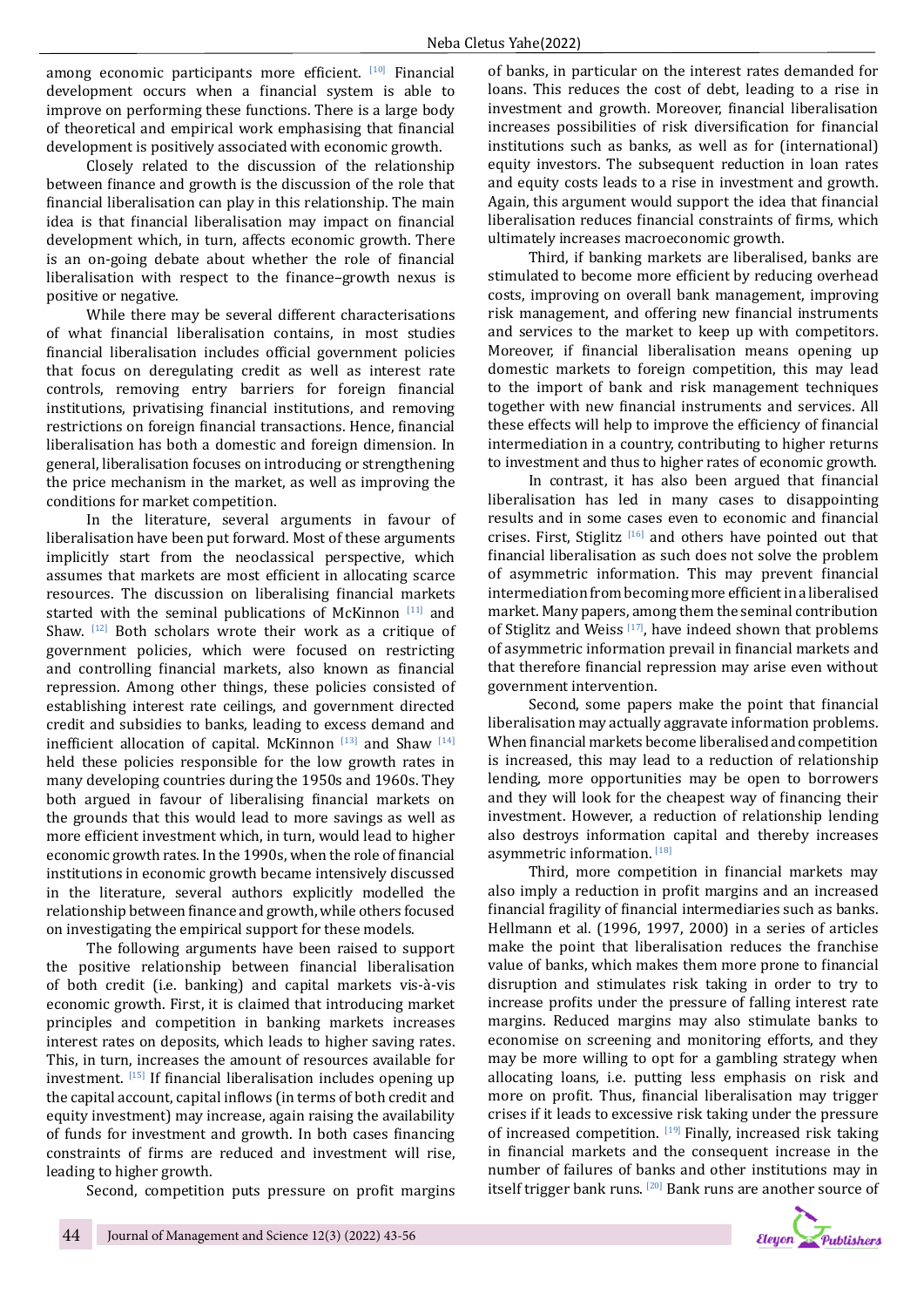among economic participants more efficient. [10] Financial development occurs when a financial system is able to improve on performing these functions. There is a large body of theoretical and empirical work emphasising that financial development is positively associated with economic growth.

Closely related to the discussion of the relationship between finance and growth is the discussion of the role that financial liberalisation can play in this relationship. The main idea is that financial liberalisation may impact on financial development which, in turn, affects economic growth. There is an on-going debate about whether the role of financial liberalisation with respect to the finance–growth nexus is positive or negative.

While there may be several different characterisations of what financial liberalisation contains, in most studies financial liberalisation includes official government policies that focus on deregulating credit as well as interest rate controls, removing entry barriers for foreign financial institutions, privatising financial institutions, and removing restrictions on foreign financial transactions. Hence, financial liberalisation has both a domestic and foreign dimension. In general, liberalisation focuses on introducing or strengthening the price mechanism in the market, as well as improving the conditions for market competition.

In the literature, several arguments in favour of liberalisation have been put forward. Most of these arguments implicitly start from the neoclassical perspective, which assumes that markets are most efficient in allocating scarce resources. The discussion on liberalising financial markets started with the seminal publications of McKinnon [11] and Shaw. [12] Both scholars wrote their work as a critique of government policies, which were focused on restricting and controlling financial markets, also known as financial repression. Among other things, these policies consisted of establishing interest rate ceilings, and government directed credit and subsidies to banks, leading to excess demand and inefficient allocation of capital. McKinnon [13] and Shaw [14] held these policies responsible for the low growth rates in many developing countries during the 1950s and 1960s. They both argued in favour of liberalising financial markets on the grounds that this would lead to more savings as well as more efficient investment which, in turn, would lead to higher economic growth rates. In the 1990s, when the role of financial institutions in economic growth became intensively discussed in the literature, several authors explicitly modelled the relationship between finance and growth, while others focused on investigating the empirical support for these models.

The following arguments have been raised to support the positive relationship between financial liberalisation of both credit (i.e. banking) and capital markets vis-à-vis economic growth. First, it is claimed that introducing market principles and competition in banking markets increases interest rates on deposits, which leads to higher saving rates. This, in turn, increases the amount of resources available for investment. [15] If financial liberalisation includes opening up the capital account, capital inflows (in terms of both credit and equity investment) may increase, again raising the availability of funds for investment and growth. In both cases financing constraints of firms are reduced and investment will rise, leading to higher growth.

Second, competition puts pressure on profit margins of banks, in particular on the interest rates demanded for loans. This reduces the cost of debt, leading to a rise in investment and growth. Moreover, financial liberalisation increases possibilities of risk diversification for financial institutions such as banks, as well as for (international) equity investors. The subsequent reduction in loan rates and equity costs leads to a rise in investment and growth. Again, this argument would support the idea that financial liberalisation reduces financial constraints of firms, which ultimately increases macroeconomic growth.

Third, if banking markets are liberalised, banks are stimulated to become more efficient by reducing overhead costs, improving on overall bank management, improving risk management, and offering new financial instruments and services to the market to keep up with competitors. Moreover, if financial liberalisation means opening up domestic markets to foreign competition, this may lead to the import of bank and risk management techniques together with new financial instruments and services. All these effects will help to improve the efficiency of financial intermediation in a country, contributing to higher returns to investment and thus to higher rates of economic growth.

In contrast, it has also been argued that financial liberalisation has led in many cases to disappointing results and in some cases even to economic and financial crises. First, Stiglitz [16] and others have pointed out that financial liberalisation as such does not solve the problem of asymmetric information. This may prevent financial intermediation from becoming more efficient in a liberalised market. Many papers, among them the seminal contribution of Stiglitz and Weiss [17], have indeed shown that problems of asymmetric information prevail in financial markets and that therefore financial repression may arise even without government intervention.

Second, some papers make the point that financial liberalisation may actually aggravate information problems. When financial markets become liberalised and competition is increased, this may lead to a reduction of relationship lending, more opportunities may be open to borrowers and they will look for the cheapest way of financing their investment. However, a reduction of relationship lending also destroys information capital and thereby increases asymmetric information. [18]

Third, more competition in financial markets may also imply a reduction in profit margins and an increased financial fragility of financial intermediaries such as banks. Hellmann et al. (1996, 1997, 2000) in a series of articles make the point that liberalisation reduces the franchise value of banks, which makes them more prone to financial disruption and stimulates risk taking in order to try to increase profits under the pressure of falling interest rate margins. Reduced margins may also stimulate banks to economise on screening and monitoring efforts, and they may be more willing to opt for a gambling strategy when allocating loans, i.e. putting less emphasis on risk and more on profit. Thus, financial liberalisation may trigger crises if it leads to excessive risk taking under the pressure of increased competition. [19] Finally, increased risk taking in financial markets and the consequent increase in the number of failures of banks and other institutions may in itself trigger bank runs. [20] Bank runs are another source of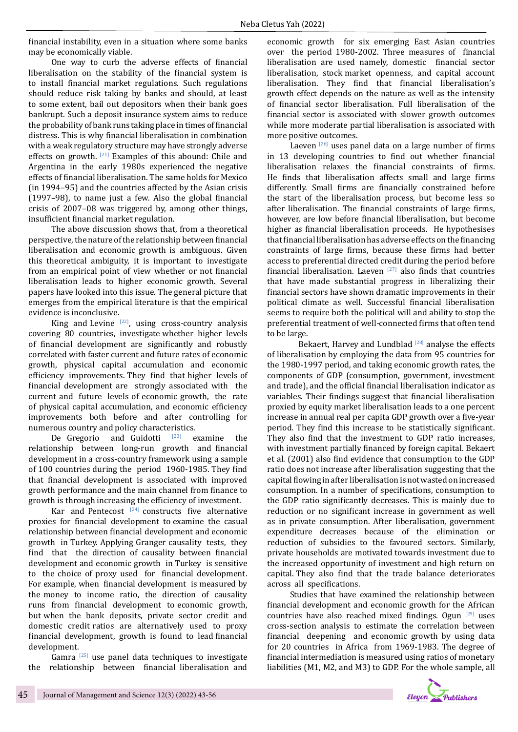financial instability, even in a situation where some banks may be economically viable.

One way to curb the adverse effects of financial liberalisation on the stability of the financial system is to install financial market regulations. Such regulations should reduce risk taking by banks and should, at least to some extent, bail out depositors when their bank goes bankrupt. Such a deposit insurance system aims to reduce the probability of bank runs taking place in times of financial distress. This is why financial liberalisation in combination with a weak regulatory structure may have strongly adverse effects on growth. [21] Examples of this abound: Chile and Argentina in the early 1980s experienced the negative effects of financial liberalisation. The same holds for Mexico (in 1994–95) and the countries affected by the Asian crisis (1997–98), to name just a few. Also the global financial crisis of 2007–08 was triggered by, among other things, insufficient financial market regulation.

The above discussion shows that, from a theoretical perspective, the nature of the relationship between financial liberalisation and economic growth is ambiguous. Given this theoretical ambiguity, it is important to investigate from an empirical point of view whether or not financial liberalisation leads to higher economic growth. Several papers have looked into this issue. The general picture that emerges from the empirical literature is that the empirical evidence is inconclusive.

King and Levine [22], using cross-country analysis covering 80 countries, investigate whether higher levels of financial development are significantly and robustly correlated with faster current and future rates of economic growth, physical capital accumulation and economic efficiency improvements. They find that higher levels of financial development are strongly associated with the current and future levels of economic growth, the rate of physical capital accumulation, and economic efficiency improvements both before and after controlling for numerous country and policy characteristics.

De Gregorio and Guidotti [23] examine the relationship between long-run growth and financial development in a cross-country framework using a sample of 100 countries during the period 1960-1985. They find that financial development is associated with improved growth performance and the main channel from finance to growth is through increasing the efficiency of investment.

Kar and Pentecost [24] constructs five alternative proxies for financial development to examine the casual relationship between financial development and economic growth in Turkey. Applying Granger causality tests, they find that the direction of causality between financial development and economic growth in Turkey is sensitive to the choice of proxy used for financial development. For example, when financial development is measured by the money to income ratio, the direction of causality runs from financial development to economic growth, but when the bank deposits, private sector credit and domestic credit ratios are alternatively used to proxy financial development, growth is found to lead financial development.

Gamra [25] use panel data techniques to investigate the relationship between financial liberalisation and economic growth for six emerging East Asian countries over the period 1980-2002. Three measures of financial liberalisation are used namely, domestic financial sector liberalisation, stock market openness, and capital account liberalisation. They find that financial liberalisation's growth effect depends on the nature as well as the intensity of financial sector liberalisation. Full liberalisation of the financial sector is associated with slower growth outcomes while more moderate partial liberalisation is associated with more positive outcomes.

Laeven [26] uses panel data on a large number of firms in 13 developing countries to find out whether financial liberalisation relaxes the financial constraints of firms. He finds that liberalisation affects small and large firms differently. Small firms are financially constrained before the start of the liberalisation process, but become less so after liberalisation. The financial constraints of large firms, however, are low before financial liberalisation, but become higher as financial liberalisation proceeds. He hypothesises that financial liberalisation has adverse effects on the financing constraints of large firms, because these firms had better access to preferential directed credit during the period before financial liberalisation. Laeven [27] also finds that countries that have made substantial progress in liberalizing their financial sectors have shown dramatic improvements in their political climate as well. Successful financial liberalisation seems to require both the political will and ability to stop the preferential treatment of well-connected firms that often tend to be large.

Bekaert, Harvey and Lundblad [28] analyse the effects of liberalisation by employing the data from 95 countries for the 1980-1997 period, and taking economic growth rates, the components of GDP (consumption, government, investment and trade), and the official financial liberalisation indicator as variables. Their findings suggest that financial liberalisation proxied by equity market liberalisation leads to a one percent increase in annual real per capita GDP growth over a five-year period. They find this increase to be statistically significant. They also find that the investment to GDP ratio increases, with investment partially financed by foreign capital. Bekaert et al. (2001) also find evidence that consumption to the GDP ratio does not increase after liberalisation suggesting that the capital flowing in after liberalisation is not wasted on increased consumption. In a number of specifications, consumption to the GDP ratio significantly decreases. This is mainly due to reduction or no significant increase in government as well as in private consumption. After liberalisation, government expenditure decreases because of the elimination or reduction of subsidies to the favoured sectors. Similarly, private households are motivated towards investment due to the increased opportunity of investment and high return on capital. They also find that the trade balance deteriorates across all specifications.

Studies that have examined the relationship between financial development and economic growth for the African countries have also reached mixed findings. Ogun [29] uses cross-section analysis to estimate the correlation between financial deepening and economic growth by using data for 20 countries in Africa from 1969-1983. The degree of financial intermediation is measured using ratios of monetary liabilities (M1, M2, and M3) to GDP. For the whole sample, all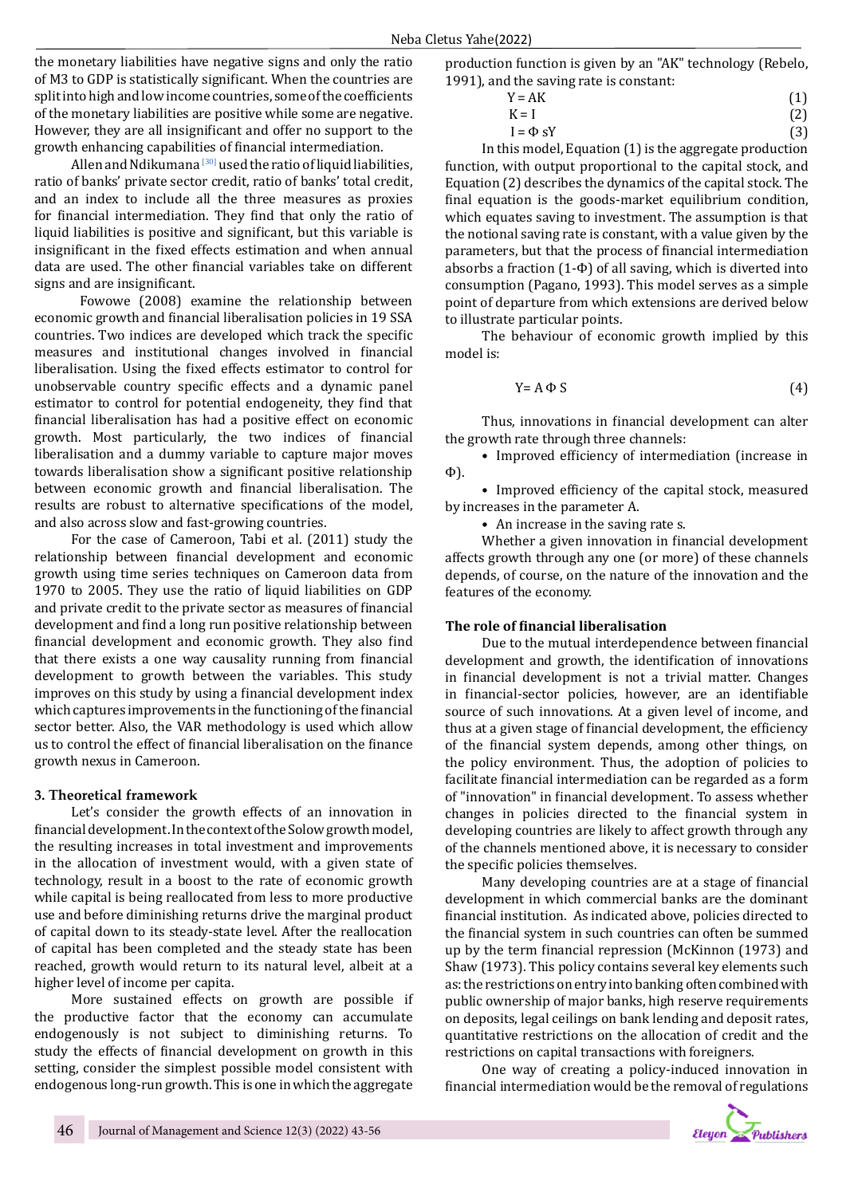the monetary liabilities have negative signs and only the ratio of M3 to GDP is statistically significant. When the countries are split into high and low income countries, some of the coefficients of the monetary liabilities are positive while some are negative. However, they are all insignificant and offer no support to the growth enhancing capabilities of financial intermediation.

Allen and Ndikumana [30] used the ratio of liquid liabilities, ratio of banks' private sector credit, ratio of banks' total credit, and an index to include all the three measures as proxies for financial intermediation. They find that only the ratio of liquid liabilities is positive and significant, but this variable is insignificant in the fixed effects estimation and when annual data are used. The other financial variables take on different signs and are insignificant.

Fowowe (2008) examine the relationship between economic growth and financial liberalisation policies in 19 SSA countries. Two indices are developed which track the specific measures and institutional changes involved in financial liberalisation. Using the fixed effects estimator to control for unobservable country specific effects and a dynamic panel estimator to control for potential endogeneity, they find that financial liberalisation has had a positive effect on economic growth. Most particularly, the two indices of financial liberalisation and a dummy variable to capture major moves towards liberalisation show a significant positive relationship between economic growth and financial liberalisation. The results are robust to alternative specifications of the model, and also across slow and fast-growing countries.

For the case of Cameroon, Tabi et al. (2011) study the relationship between financial development and economic growth using time series techniques on Cameroon data from 1970 to 2005. They use the ratio of liquid liabilities on GDP and private credit to the private sector as measures of financial development and find a long run positive relationship between financial development and economic growth. They also find that there exists a one way causality running from financial development to growth between the variables. This study improves on this study by using a financial development index which captures improvements in the functioning of the financial sector better. Also, the VAR methodology is used which allow us to control the effect of financial liberalisation on the finance growth nexus in Cameroon.

## 3. Theoretical framework

Let's consider the growth effects of an innovation in financial development. In the context of the Solow growth model, the resulting increases in total investment and improvements in the allocation of investment would, with a given state of technology, result in a boost to the rate of economic growth while capital is being reallocated from less to more productive use and before diminishing returns drive the marginal product of capital down to its steady-state level. After the reallocation of capital has been completed and the steady state has been reached, growth would return to its natural level, albeit at a higher level of income per capita.

More sustained effects on growth are possible if the productive factor that the economy can accumulate endogenously is not subject to diminishing returns. To study the effects of financial development on growth in this setting, consider the simplest possible model consistent with endogenous long-run growth. This is one in which the aggregate production function is given by an "AK" technology (Rebelo, 1991), and the saving rate is constant:

$$Y = AK \tag{1}$$

$$K = I \tag{2}$$

$$I = \Phi sY \tag{3}$$

In this model, Equation (1) is the aggregate production function, with output proportional to the capital stock, and Equation (2) describes the dynamics of the capital stock. The final equation is the goods-market equilibrium condition, which equates saving to investment. The assumption is that the notional saving rate is constant, with a value given by the parameters, but that the process of financial intermediation absorbs a fraction (1-Φ) of all saving, which is diverted into consumption (Pagano, 1993). This model serves as a simple point of departure from which extensions are derived below to illustrate particular points.

The behaviour of economic growth implied by this model is:

$$Y = A \Phi S \tag{4}$$

Thus, innovations in financial development can alter the growth rate through three channels:

- Improved efficiency of intermediation (increase in Φ).
- Improved efficiency of the capital stock, measured by increases in the parameter A.
- An increase in the saving rate s.

Whether a given innovation in financial development affects growth through any one (or more) of these channels depends, of course, on the nature of the innovation and the features of the economy.

### The role of financial liberalisation

Due to the mutual interdependence between financial development and growth, the identification of innovations in financial development is not a trivial matter. Changes in financial-sector policies, however, are an identifiable source of such innovations. At a given level of income, and thus at a given stage of financial development, the efficiency of the financial system depends, among other things, on the policy environment. Thus, the adoption of policies to facilitate financial intermediation can be regarded as a form of "innovation" in financial development. To assess whether changes in policies directed to the financial system in developing countries are likely to affect growth through any of the channels mentioned above, it is necessary to consider the specific policies themselves.

Many developing countries are at a stage of financial development in which commercial banks are the dominant financial institution. As indicated above, policies directed to the financial system in such countries can often be summed up by the term financial repression (McKinnon (1973) and Shaw (1973). This policy contains several key elements such as: the restrictions on entry into banking often combined with public ownership of major banks, high reserve requirements on deposits, legal ceilings on bank lending and deposit rates, quantitative restrictions on the allocation of credit and the restrictions on capital transactions with foreigners.

One way of creating a policy-induced innovation in financial intermediation would be the removal of regulations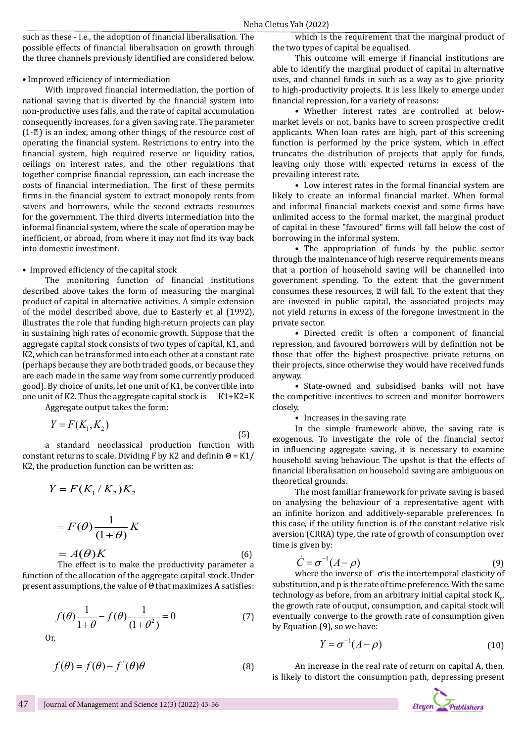such as these - i.e., the adoption of financial liberalisation. The possible effects of financial liberalisation on growth through the three channels previously identified are considered below.

• Improved efficiency of intermediation

With improved financial intermediation, the portion of national saving that is diverted by the financial system into non-productive uses falls, and the rate of capital accumulation consequently increases, for a given saving rate. The parameter (1-) is an index, among other things, of the resource cost of operating the financial system. Restrictions to entry into the financial system, high required reserve or liquidity ratios, ceilings on interest rates, and the other regulations that together comprise financial repression, can each increase the costs of financial intermediation. The first of these permits firms in the financial system to extract monopoly rents from savers and borrowers, while the second extracts resources for the government. The third diverts intermediation into the informal financial system, where the scale of operation may be inefficient, or abroad, from where it may not find its way back into domestic investment.

• Improved efficiency of the capital stock

The monitoring function of financial institutions described above takes the form of measuring the marginal product of capital in alternative activities. A simple extension of the model described above, due to Easterly et al (1992), illustrates the role that funding high-return projects can play in sustaining high rates of economic growth. Suppose that the aggregate capital stock consists of two types of capital, K1, and K2, which can be transformed into each other at a constant rate (perhaps because they are both traded goods, or because they are each made in the same way from some currently produced good). By choice of units, let one unit of K1, be convertible into one unit of K2. Thus the aggregate capital stock is K1+K2=K

Aggregate output takes the form:

$$Y = F(K_1, K_2) \tag{5}$$

a standard neoclassical production function with constant returns to scale. Dividing F by K2 and definin ϴ = K1/K2, the production function can be written as:

$$Y = F(K_1 / K_2)K_2$$

$$= F(\theta)\frac{1}{(1+\theta)}K$$

$$= A(\theta)K \tag{6}$$

The effect is to make the productivity parameter a function of the allocation of the aggregate capital stock. Under present assumptions, the value of ϴ that maximizes A satisfies:

$$f(\theta)\frac{1}{1+\theta} - f(\theta)\frac{1}{(1+\theta^2)} = 0 \tag{7}$$

Or,

$$f(\theta) = f(\theta) - f^{/}(\theta)\theta \tag{8}$$

which is the requirement that the marginal product of the two types of capital be equalised.

This outcome will emerge if financial institutions are able to identify the marginal product of capital in alternative uses, and channel funds in such as a way as to give priority to high-productivity projects. It is less likely to emerge under financial repression, for a variety of reasons:

• Whether interest rates are controlled at below-market levels or not, banks have to screen prospective credit applicants. When loan rates are high, part of this screening function is performed by the price system, which in effect truncates the distribution of projects that apply for funds, leaving only those with expected returns in excess of the prevailing interest rate.

• Low interest rates in the formal financial system are likely to create an informal financial market. When formal and informal financial markets coexist and some firms have unlimited access to the formal market, the marginal product of capital in these "favoured" firms will fall below the cost of borrowing in the informal system.

• The appropriation of funds by the public sector through the maintenance of high reserve requirements means that a portion of household saving will be channelled into government spending. To the extent that the government consumes these resources, will fall. To the extent that they are invested in public capital, the associated projects may not yield returns in excess of the foregone investment in the private sector.

• Directed credit is often a component of financial repression, and favoured borrowers will by definition not be those that offer the highest prospective private returns on their projects, since otherwise they would have received funds anyway.

• State-owned and subsidised banks will not have the competitive incentives to screen and monitor borrowers closely.

• Increases in the saving rate

In the simple framework above, the saving rate is exogenous. To investigate the role of the financial sector in influencing aggregate saving, it is necessary to examine household saving behaviour. The upshot is that the effects of financial liberalisation on household saving are ambiguous on theoretical grounds.

The most familiar framework for private saving is based on analysing the behaviour of a representative agent with an infinite horizon and additively-separable preferences. In this case, if the utility function is of the constant relative risk aversion (CRRA) type, the rate of growth of consumption over time is given by:

$$\dot{C} = \sigma^{-1}(A - \rho) \tag{9}$$

where the inverse of $\sigma$ is the intertemporal elasticity of substitution, and p is the rate of time preference. With the same technology as before, from an arbitrary initial capital stock $K_0$, the growth rate of output, consumption, and capital stock will eventually converge to the growth rate of consumption given by Equation (9), so we have:

$$Y = \sigma^{-1}(A - \rho) \tag{10}$$

An increase in the real rate of return on capital A, then, is likely to distort the consumption path, depressing present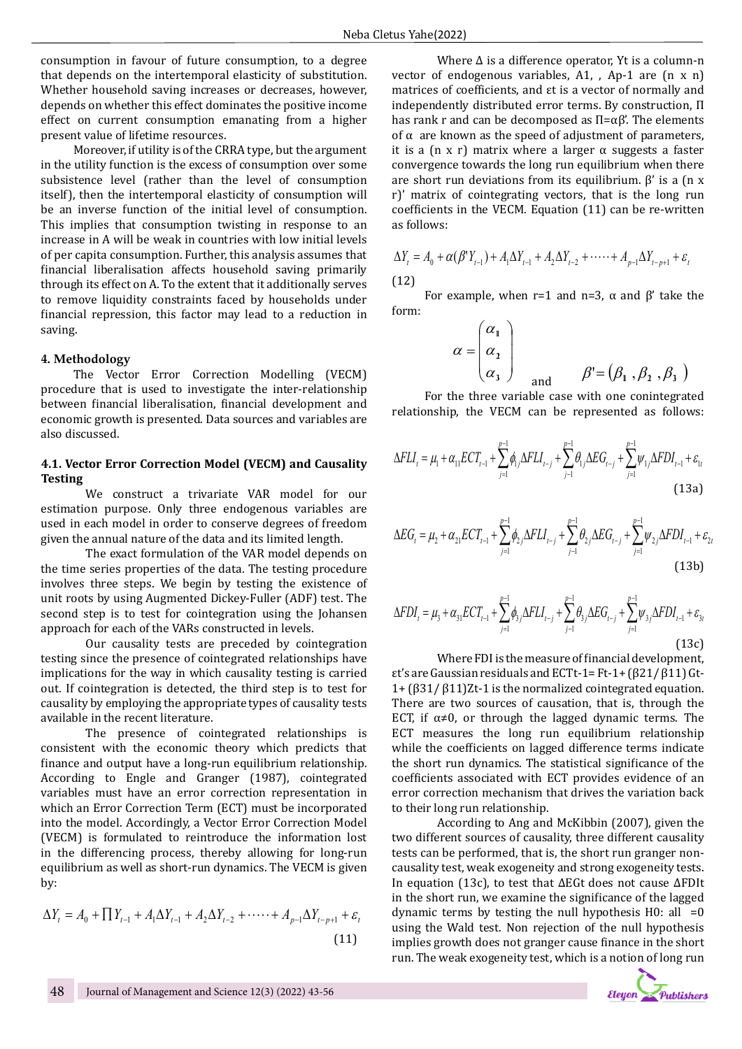consumption in favour of future consumption, to a degree that depends on the intertemporal elasticity of substitution. Whether household saving increases or decreases, however, depends on whether this effect dominates the positive income effect on current consumption emanating from a higher present value of lifetime resources.

Moreover, if utility is of the CRRA type, but the argument in the utility function is the excess of consumption over some subsistence level (rather than the level of consumption itself), then the intertemporal elasticity of consumption will be an inverse function of the initial level of consumption. This implies that consumption twisting in response to an increase in A will be weak in countries with low initial levels of per capita consumption. Further, this analysis assumes that financial liberalisation affects household saving primarily through its effect on A. To the extent that it additionally serves to remove liquidity constraints faced by households under financial repression, this factor may lead to a reduction in saving.

## 4. Methodology

The Vector Error Correction Modelling (VECM) procedure that is used to investigate the inter-relationship between financial liberalisation, financial development and economic growth is presented. Data sources and variables are also discussed.

### 4.1. Vector Error Correction Model (VECM) and Causality Testing

We construct a trivariate VAR model for our estimation purpose. Only three endogenous variables are used in each model in order to conserve degrees of freedom given the annual nature of the data and its limited length.

The exact formulation of the VAR model depends on the time series properties of the data. The testing procedure involves three steps. We begin by testing the existence of unit roots by using Augmented Dickey-Fuller (ADF) test. The second step is to test for cointegration using the Johansen approach for each of the VARs constructed in levels.

Our causality tests are preceded by cointegration testing since the presence of cointegrated relationships have implications for the way in which causality testing is carried out. If cointegration is detected, the third step is to test for causality by employing the appropriate types of causality tests available in the recent literature.

The presence of cointegrated relationships is consistent with the economic theory which predicts that finance and output have a long-run equilibrium relationship. According to Engle and Granger (1987), cointegrated variables must have an error correction representation in which an Error Correction Term (ECT) must be incorporated into the model. Accordingly, a Vector Error Correction Model (VECM) is formulated to reintroduce the information lost in the differencing process, thereby allowing for long-run equilibrium as well as short-run dynamics. The VECM is given by:

$$\Delta Y_t = A_0 + \prod Y_{t-1} + A_1 \Delta Y_{t-1} + A_2 \Delta Y_{t-2} + \cdots + A_{p-1} \Delta Y_{t-p+1} + \varepsilon_t \tag{11}$$

Where Δ is a difference operator, Yt is a column-n vector of endogenous variables, A1, , Ap-1 are (n x n) matrices of coefficients, and εt is a vector of normally and independently distributed error terms. By construction, Π has rank r and can be decomposed as Π=αβ'. The elements of α are known as the speed of adjustment of parameters, it is a (n x r) matrix where a larger α suggests a faster convergence towards the long run equilibrium when there are short run deviations from its equilibrium. β' is a (n x r)' matrix of cointegrating vectors, that is the long run coefficients in the VECM. Equation (11) can be re-written as follows:

$$\Delta Y_t = A_0 + \alpha(\beta' Y_{t-1}) + A_1 \Delta Y_{t-1} + A_2 \Delta Y_{t-2} + \cdots + A_{p-1} \Delta Y_{t-p+1} + \varepsilon_t \tag{12}$$

For example, when r=1 and n=3, α and β' take the form:

$$\alpha = \begin{pmatrix} \alpha_1 \\ \alpha_2 \\ \alpha_3 \end{pmatrix} \quad \text{and} \quad \beta' = (\beta_1, \beta_2, \beta_3)$$

For the three variable case with one cointegrated relationship, the VECM can be represented as follows:

$$\Delta FLI_t = \mu_1 + \alpha_{11} ECT_{t-1} + \sum_{j=1}^{p-1} \phi_{1j} \Delta FLI_{t-j} + \sum_{j-1}^{p-1} \theta_{1j} \Delta EG_{t-j} + \sum_{j=1}^{p-1} \psi_{1j} \Delta FDI_{t-1} + \varepsilon_{1t} \tag{13a}$$

$$\Delta EG_t = \mu_2 + \alpha_{21} ECT_{t-1} + \sum_{j=1}^{p-1} \phi_{2j} \Delta FLI_{t-j} + \sum_{j-1}^{p-1} \theta_{2j} \Delta EG_{t-j} + \sum_{j=1}^{p-1} \psi_{2j} \Delta FDI_{t-1} + \varepsilon_{2t} \tag{13b}$$

$$\Delta FDI_t = \mu_3 + \alpha_{31} ECT_{t-1} + \sum_{j=1}^{p-1} \phi_{3j} \Delta FLI_{t-j} + \sum_{j-1}^{p-1} \theta_{3j} \Delta EG_{t-j} + \sum_{j=1}^{p-1} \psi_{3j} \Delta FDI_{t-1} + \varepsilon_{3t} \tag{13c}$$

Where FDI is the measure of financial development, εt's are Gaussian residuals and ECTt-1= Ft-1+ (β21/ β11) Gt-1+ (β31/ β11)Zt-1 is the normalized cointegrated equation. There are two sources of causation, that is, through the ECT, if α≠0, or through the lagged dynamic terms. The ECT measures the long run equilibrium relationship while the coefficients on lagged difference terms indicate the short run dynamics. The statistical significance of the coefficients associated with ECT provides evidence of an error correction mechanism that drives the variation back to their long run relationship.

According to Ang and McKibbin (2007), given the two different sources of causality, three different causality tests can be performed, that is, the short run granger non-causality test, weak exogeneity and strong exogeneity tests. In equation (13c), to test that ΔEGt does not cause ΔFDIt in the short run, we examine the significance of the lagged dynamic terms by testing the null hypothesis H0: all =0 using the Wald test. Non rejection of the null hypothesis implies growth does not granger cause finance in the short run. The weak exogeneity test, which is a notion of long run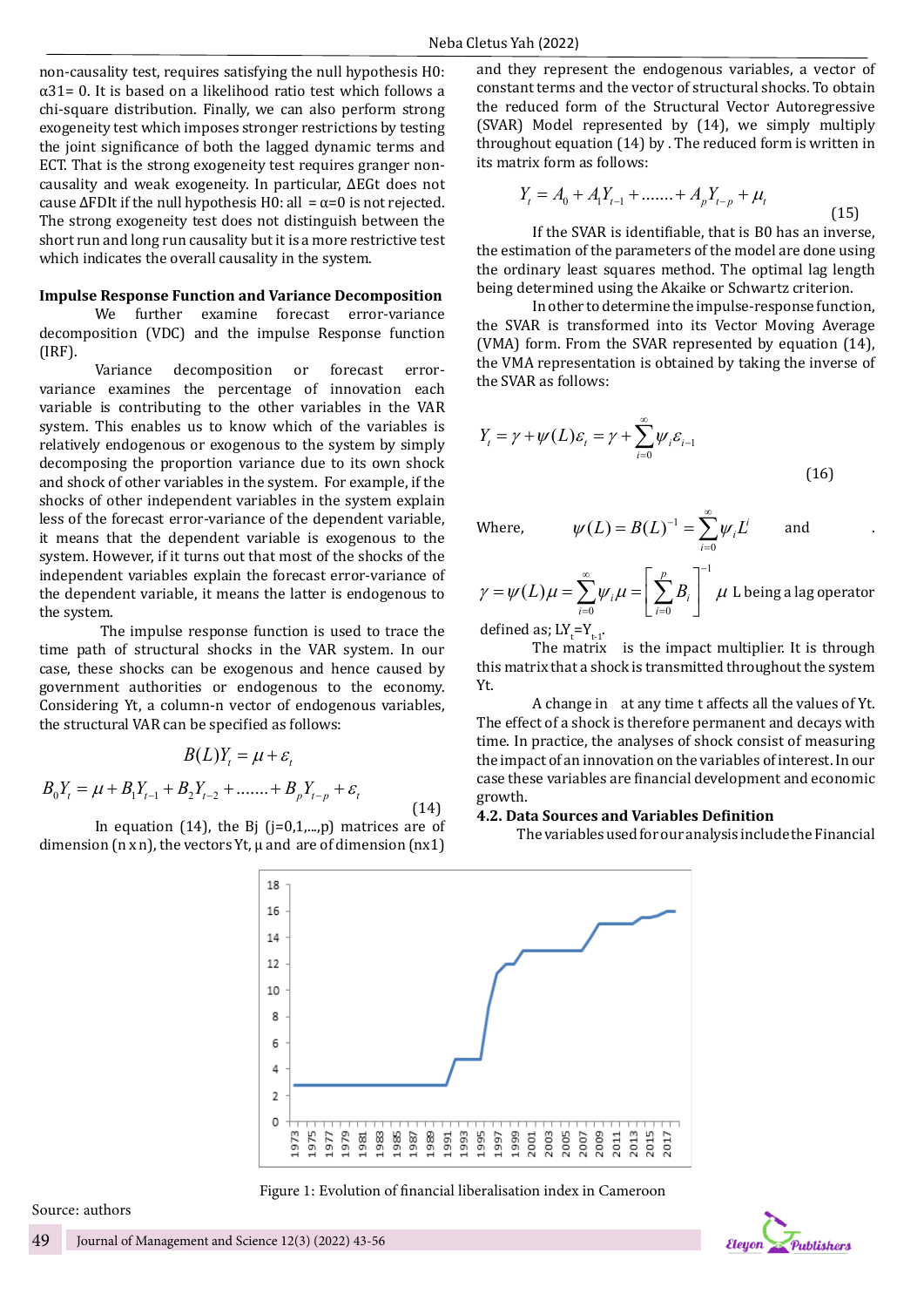non-causality test, requires satisfying the null hypothesis H0: $\alpha 31= 0$. It is based on a likelihood ratio test which follows a chi-square distribution. Finally, we can also perform strong exogeneity test which imposes stronger restrictions by testing the joint significance of both the lagged dynamic terms and ECT. That is the strong exogeneity test requires granger non-causality and weak exogeneity. In particular, ΔEGt does not cause ΔFDIt if the null hypothesis H0: all = α=0 is not rejected. The strong exogeneity test does not distinguish between the short run and long run causality but it is a more restrictive test which indicates the overall causality in the system.

**Impulse Response Function and Variance Decomposition**

We further examine forecast error-variance decomposition (VDC) and the impulse Response function (IRF).

Variance decomposition or forecast error-variance examines the percentage of innovation each variable is contributing to the other variables in the VAR system. This enables us to know which of the variables is relatively endogenous or exogenous to the system by simply decomposing the proportion variance due to its own shock and shock of other variables in the system. For example, if the shocks of other independent variables in the system explain less of the forecast error-variance of the dependent variable, it means that the dependent variable is exogenous to the system. However, if it turns out that most of the shocks of the independent variables explain the forecast error-variance of the dependent variable, it means the latter is endogenous to the system.

The impulse response function is used to trace the time path of structural shocks in the VAR system. In our case, these shocks can be exogenous and hence caused by government authorities or endogenous to the economy. Considering Yt, a column-n vector of endogenous variables, the structural VAR can be specified as follows:

$$B(L)Y_t = \mu + \varepsilon_t$$

$$B_0Y_t = \mu + B_1Y_{t-1} + B_2Y_{t-2} + \ldots\ldots + B_pY_{t-p} + \varepsilon_t \quad (14)$$

In equation (14), the Bj (j=0,1,...,p) matrices are of dimension (n x n), the vectors Yt, μ and are of dimension (nx1) and they represent the endogenous variables, a vector of constant terms and the vector of structural shocks. To obtain the reduced form of the Structural Vector Autoregressive (SVAR) Model represented by (14), we simply multiply throughout equation (14) by . The reduced form is written in its matrix form as follows:

$$Y_t = A_0 + A_1Y_{t-1} + \ldots\ldots + A_pY_{t-p} + \mu_t \quad (15)$$

If the SVAR is identifiable, that is B0 has an inverse, the estimation of the parameters of the model are done using the ordinary least squares method. The optimal lag length being determined using the Akaike or Schwartz criterion.

In other to determine the impulse-response function, the SVAR is transformed into its Vector Moving Average (VMA) form. From the SVAR represented by equation (14), the VMA representation is obtained by taking the inverse of the SVAR as follows:

$$Y_t = \gamma + \psi(L)\varepsilon_t = \gamma + \sum_{i=0}^{\infty}\psi_i\varepsilon_{i-1} \quad (16)$$

Where, $\psi(L) = B(L)^{-1} = \sum_{i=0}^{\infty}\psi_i L^i$ and .

$\gamma = \psi(L)\mu = \sum_{i=0}^{\infty}\psi_i\mu = \left[\sum_{i=0}^{p}B_i\right]^{-1}\mu$ L being a lag operator defined as; $LY_t=Y_{t-1}$.

The matrix is the impact multiplier. It is through this matrix that a shock is transmitted throughout the system Yt.

A change in at any time t affects all the values of Yt. The effect of a shock is therefore permanent and decays with time. In practice, the analyses of shock consist of measuring the impact of an innovation on the variables of interest. In our case these variables are financial development and economic growth.

### 4.2. Data Sources and Variables Definition

The variables used for our analysis include the Financial

Figure 1: Evolution of financial liberalisation index in Cameroon

Source: authors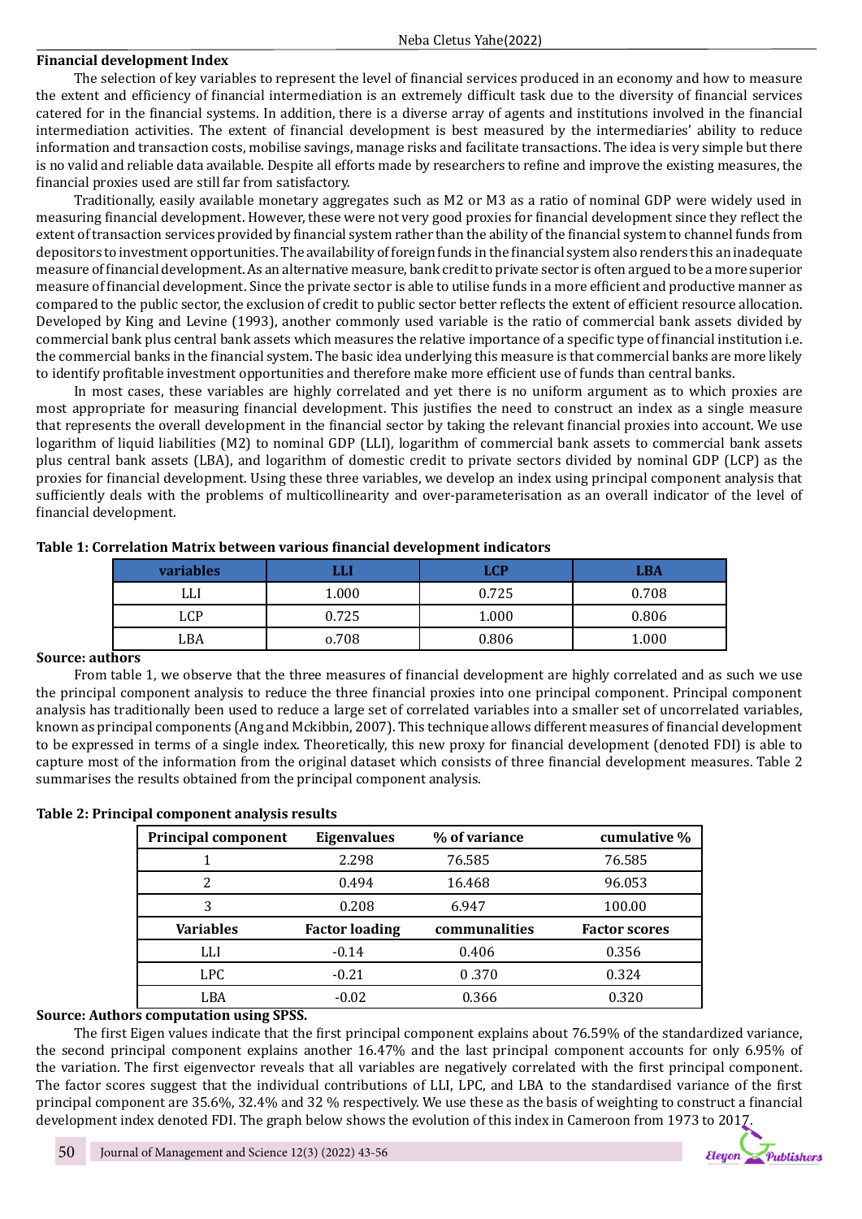### Financial development Index

The selection of key variables to represent the level of financial services produced in an economy and how to measure the extent and efficiency of financial intermediation is an extremely difficult task due to the diversity of financial services catered for in the financial systems. In addition, there is a diverse array of agents and institutions involved in the financial intermediation activities. The extent of financial development is best measured by the intermediaries' ability to reduce information and transaction costs, mobilise savings, manage risks and facilitate transactions. The idea is very simple but there is no valid and reliable data available. Despite all efforts made by researchers to refine and improve the existing measures, the financial proxies used are still far from satisfactory.

Traditionally, easily available monetary aggregates such as M2 or M3 as a ratio of nominal GDP were widely used in measuring financial development. However, these were not very good proxies for financial development since they reflect the extent of transaction services provided by financial system rather than the ability of the financial system to channel funds from depositors to investment opportunities. The availability of foreign funds in the financial system also renders this an inadequate measure of financial development. As an alternative measure, bank credit to private sector is often argued to be a more superior measure of financial development. Since the private sector is able to utilise funds in a more efficient and productive manner as compared to the public sector, the exclusion of credit to public sector better reflects the extent of efficient resource allocation. Developed by King and Levine (1993), another commonly used variable is the ratio of commercial bank assets divided by commercial bank plus central bank assets which measures the relative importance of a specific type of financial institution i.e. the commercial banks in the financial system. The basic idea underlying this measure is that commercial banks are more likely to identify profitable investment opportunities and therefore make more efficient use of funds than central banks.

In most cases, these variables are highly correlated and yet there is no uniform argument as to which proxies are most appropriate for measuring financial development. This justifies the need to construct an index as a single measure that represents the overall development in the financial sector by taking the relevant financial proxies into account. We use logarithm of liquid liabilities (M2) to nominal GDP (LLI), logarithm of commercial bank assets to commercial bank assets plus central bank assets (LBA), and logarithm of domestic credit to private sectors divided by nominal GDP (LCP) as the proxies for financial development. Using these three variables, we develop an index using principal component analysis that sufficiently deals with the problems of multicollinearity and over-parameterisation as an overall indicator of the level of financial development.

**Table 1: Correlation Matrix between various financial development indicators**

| variables | LLI | LCP | LBA |
|---|---|---|---|
| LLI | 1.000 | 0.725 | 0.708 |
| LCP | 0.725 | 1.000 | 0.806 |
| LBA | o.708 | 0.806 | 1.000 |

**Source: authors**

From table 1, we observe that the three measures of financial development are highly correlated and as such we use the principal component analysis to reduce the three financial proxies into one principal component. Principal component analysis has traditionally been used to reduce a large set of correlated variables into a smaller set of uncorrelated variables, known as principal components (Ang and Mckibbin, 2007). This technique allows different measures of financial development to be expressed in terms of a single index. Theoretically, this new proxy for financial development (denoted FDI) is able to capture most of the information from the original dataset which consists of three financial development measures. Table 2 summarises the results obtained from the principal component analysis.

**Table 2: Principal component analysis results**

| Principal component | Eigenvalues | % of variance | cumulative % |
|---|---|---|---|
| 1 | 2.298 | 76.585 | 76.585 |
| 2 | 0.494 | 16.468 | 96.053 |
| 3 | 0.208 | 6.947 | 100.00 |
| **Variables** | **Factor loading** | **communalities** | **Factor scores** |
| LLI | -0.14 | 0.406 | 0.356 |
| LPC | -0.21 | 0 .370 | 0.324 |
| LBA | -0.02 | 0.366 | 0.320 |

**Source: Authors computation using SPSS.**

The first Eigen values indicate that the first principal component explains about 76.59% of the standardized variance, the second principal component explains another 16.47% and the last principal component accounts for only 6.95% of the variation. The first eigenvector reveals that all variables are negatively correlated with the first principal component. The factor scores suggest that the individual contributions of LLI, LPC, and LBA to the standardised variance of the first principal component are 35.6%, 32.4% and 32 % respectively. We use these as the basis of weighting to construct a financial development index denoted FDI. The graph below shows the evolution of this index in Cameroon from 1973 to 2017.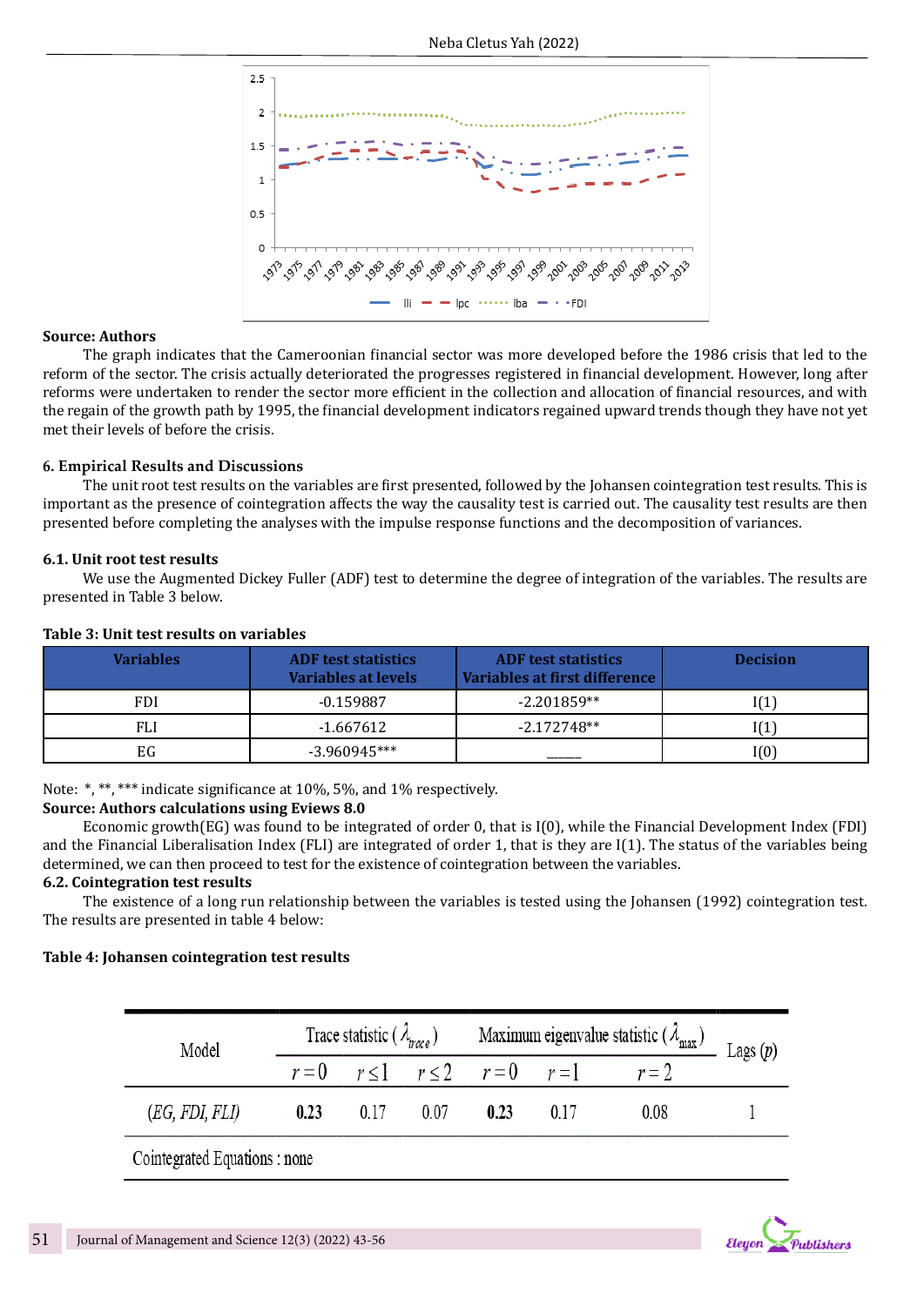Source: Authors

The graph indicates that the Cameroonian financial sector was more developed before the 1986 crisis that led to the reform of the sector. The crisis actually deteriorated the progresses registered in financial development. However, long after reforms were undertaken to render the sector more efficient in the collection and allocation of financial resources, and with the regain of the growth path by 1995, the financial development indicators regained upward trends though they have not yet met their levels of before the crisis.

## 6. Empirical Results and Discussions

The unit root test results on the variables are first presented, followed by the Johansen cointegration test results. This is important as the presence of cointegration affects the way the causality test is carried out. The causality test results are then presented before completing the analyses with the impulse response functions and the decomposition of variances.

### 6.1. Unit root test results

We use the Augmented Dickey Fuller (ADF) test to determine the degree of integration of the variables. The results are presented in Table 3 below.

**Table 3: Unit test results on variables**

| Variables | ADF test statistics Variables at levels | ADF test statistics Variables at first difference | Decision |
|---|---|---|---|
| FDI | -0.159887 | -2.201859** | I(1) |
| FLI | -1.667612 | -2.172748** | I(1) |
| EG | -3.960945*** | _____ | I(0) |

Note: *, **, *** indicate significance at 10%, 5%, and 1% respectively.

**Source: Authors calculations using Eviews 8.0**

Economic growth(EG) was found to be integrated of order 0, that is I(0), while the Financial Development Index (FDI) and the Financial Liberalisation Index (FLI) are integrated of order 1, that is they are I(1). The status of the variables being determined, we can then proceed to test for the existence of cointegration between the variables.

### 6.2. Cointegration test results

The existence of a long run relationship between the variables is tested using the Johansen (1992) cointegration test. The results are presented in table 4 below:

**Table 4: Johansen cointegration test results**

| Model | Trace statistic ($\lambda_{trace}$) | | | Maximum eigenvalue statistic ($\lambda_{max}$) | | | Lags ($p$) |
|---|---|---|---|---|---|---|---|
| | $r=0$ | $r\leq 1$ | $r\leq 2$ | $r=0$ | $r=1$ | $r=2$ | |
| $(EG, FDI, FLI)$ | **0.23** | 0.17 | 0.07 | **0.23** | 0.17 | 0.08 | 1 |
| Cointegrated Equations : none | | | | | | | |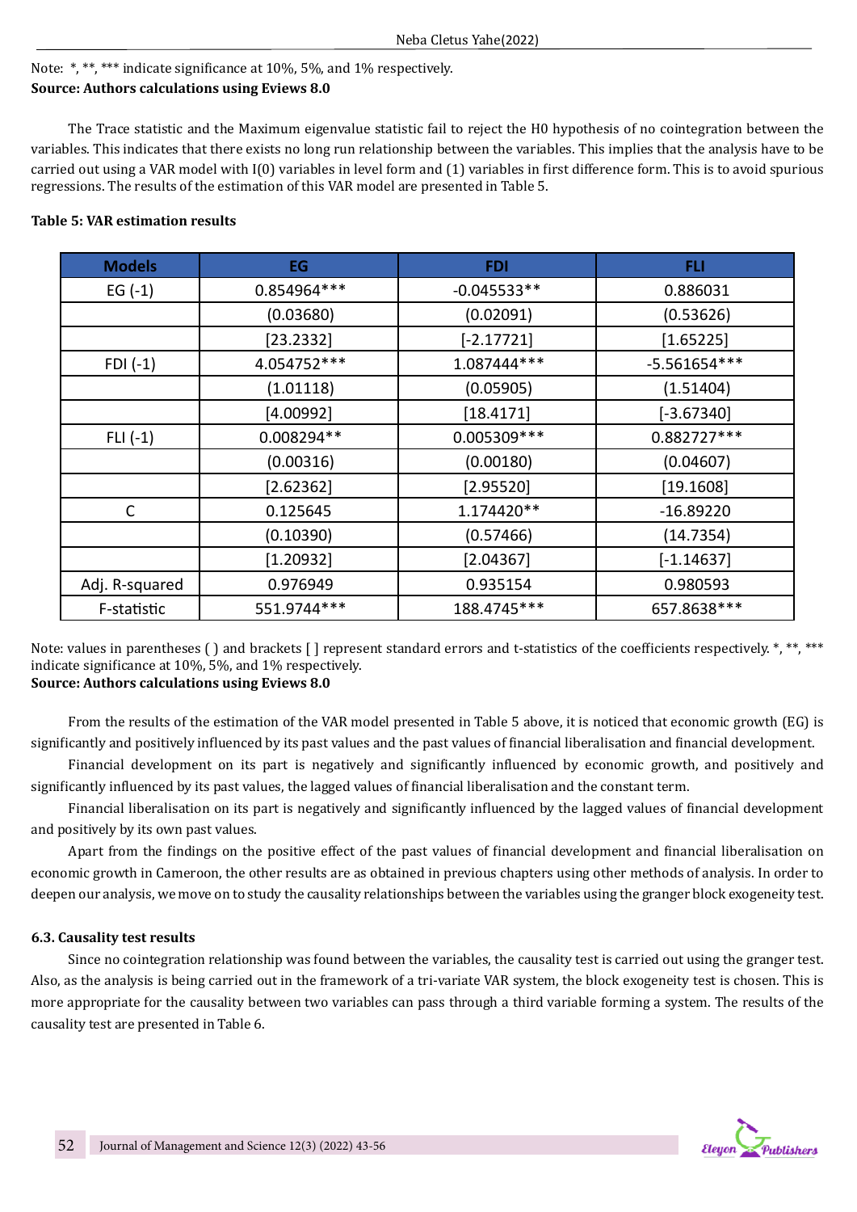Note: *, **, *** indicate significance at 10%, 5%, and 1% respectively.
**Source: Authors calculations using Eviews 8.0**

The Trace statistic and the Maximum eigenvalue statistic fail to reject the H0 hypothesis of no cointegration between the variables. This indicates that there exists no long run relationship between the variables. This implies that the analysis have to be carried out using a VAR model with I(0) variables in level form and (1) variables in first difference form. This is to avoid spurious regressions. The results of the estimation of this VAR model are presented in Table 5.

**Table 5: VAR estimation results**

| Models | EG | FDI | FLI |
|---|---|---|---|
| EG (-1) | 0.854964*** | -0.045533** | 0.886031 |
| | (0.03680) | (0.02091) | (0.53626) |
| | [23.2332] | [-2.17721] | [1.65225] |
| FDI (-1) | 4.054752*** | 1.087444*** | -5.561654*** |
| | (1.01118) | (0.05905) | (1.51404) |
| | [4.00992] | [18.4171] | [-3.67340] |
| FLI (-1) | 0.008294** | 0.005309*** | 0.882727*** |
| | (0.00316) | (0.00180) | (0.04607) |
| | [2.62362] | [2.95520] | [19.1608] |
| C | 0.125645 | 1.174420** | -16.89220 |
| | (0.10390) | (0.57466) | (14.7354) |
| | [1.20932] | [2.04367] | [-1.14637] |
| Adj. R-squared | 0.976949 | 0.935154 | 0.980593 |
| F-statistic | 551.9744*** | 188.4745*** | 657.8638*** |

Note: values in parentheses ( ) and brackets [ ] represent standard errors and t-statistics of the coefficients respectively. *, **, *** indicate significance at 10%, 5%, and 1% respectively.
**Source: Authors calculations using Eviews 8.0**

From the results of the estimation of the VAR model presented in Table 5 above, it is noticed that economic growth (EG) is significantly and positively influenced by its past values and the past values of financial liberalisation and financial development.

Financial development on its part is negatively and significantly influenced by economic growth, and positively and significantly influenced by its past values, the lagged values of financial liberalisation and the constant term.

Financial liberalisation on its part is negatively and significantly influenced by the lagged values of financial development and positively by its own past values.

Apart from the findings on the positive effect of the past values of financial development and financial liberalisation on economic growth in Cameroon, the other results are as obtained in previous chapters using other methods of analysis. In order to deepen our analysis, we move on to study the causality relationships between the variables using the granger block exogeneity test.

### 6.3. Causality test results

Since no cointegration relationship was found between the variables, the causality test is carried out using the granger test. Also, as the analysis is being carried out in the framework of a tri-variate VAR system, the block exogeneity test is chosen. This is more appropriate for the causality between two variables can pass through a third variable forming a system. The results of the causality test are presented in Table 6.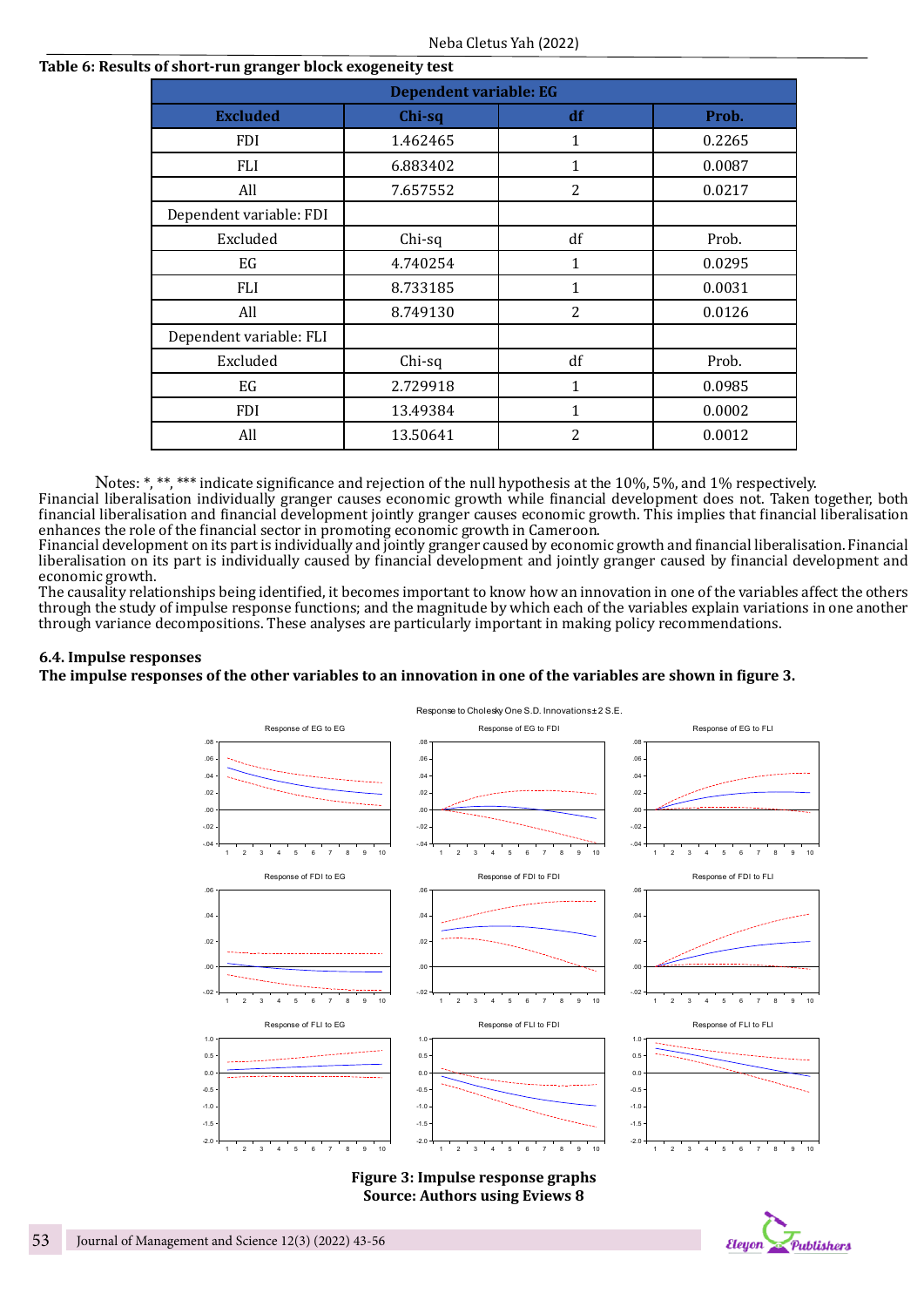**Table 6: Results of short-run granger block exogeneity test**

| Dependent variable: EG | | | |
|---|---|---|---|
| **Excluded** | **Chi-sq** | **df** | **Prob.** |
| FDI | 1.462465 | 1 | 0.2265 |
| FLI | 6.883402 | 1 | 0.0087 |
| All | 7.657552 | 2 | 0.0217 |
| Dependent variable: FDI | | | |
| Excluded | Chi-sq | df | Prob. |
| EG | 4.740254 | 1 | 0.0295 |
| FLI | 8.733185 | 1 | 0.0031 |
| All | 8.749130 | 2 | 0.0126 |
| Dependent variable: FLI | | | |
| Excluded | Chi-sq | df | Prob. |
| EG | 2.729918 | 1 | 0.0985 |
| FDI | 13.49384 | 1 | 0.0002 |
| All | 13.50641 | 2 | 0.0012 |

Notes: *, **, *** indicate significance and rejection of the null hypothesis at the 10%, 5%, and 1% respectively.

Financial liberalisation individually granger causes economic growth while financial development does not. Taken together, both financial liberalisation and financial development jointly granger causes economic growth. This implies that financial liberalisation enhances the role of the financial sector in promoting economic growth in Cameroon.

Financial development on its part is individually and jointly granger caused by economic growth and financial liberalisation. Financial liberalisation on its part is individually caused by financial development and jointly granger caused by financial development and economic growth.

The causality relationships being identified, it becomes important to know how an innovation in one of the variables affect the others through the study of impulse response functions; and the magnitude by which each of the variables explain variations in one another through variance decompositions. These analyses are particularly important in making policy recommendations.

### 6.4. Impulse responses

**The impulse responses of the other variables to an innovation in one of the variables are shown in figure 3.**

**Figure 3: Impulse response graphs**
**Source: Authors using Eviews 8**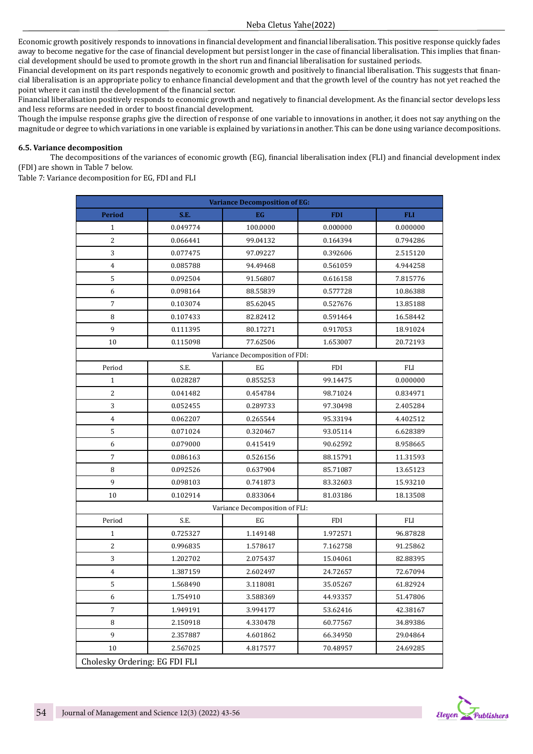Economic growth positively responds to innovations in financial development and financial liberalisation. This positive response quickly fades away to become negative for the case of financial development but persist longer in the case of financial liberalisation. This implies that financial development should be used to promote growth in the short run and financial liberalisation for sustained periods.
Financial development on its part responds negatively to economic growth and positively to financial liberalisation. This suggests that financial liberalisation is an appropriate policy to enhance financial development and that the growth level of the country has not yet reached the point where it can instil the development of the financial sector.
Financial liberalisation positively responds to economic growth and negatively to financial development. As the financial sector develops less and less reforms are needed in order to boost financial development.
Though the impulse response graphs give the direction of response of one variable to innovations in another, it does not say anything on the magnitude or degree to which variations in one variable is explained by variations in another. This can be done using variance decompositions.

### 6.5. Variance decomposition

The decompositions of the variances of economic growth (EG), financial liberalisation index (FLI) and financial development index (FDI) are shown in Table 7 below.

Table 7: Variance decomposition for EG, FDI and FLI

| **Variance Decomposition of EG:** | | | | |
|---|---|---|---|---|
| **Period** | **S.E.** | **EG** | **FDI** | **FLI** |
| 1 | 0.049774 | 100.0000 | 0.000000 | 0.000000 |
| 2 | 0.066441 | 99.04132 | 0.164394 | 0.794286 |
| 3 | 0.077475 | 97.09227 | 0.392606 | 2.515120 |
| 4 | 0.085788 | 94.49468 | 0.561059 | 4.944258 |
| 5 | 0.092504 | 91.56807 | 0.616158 | 7.815776 |
| 6 | 0.098164 | 88.55839 | 0.577728 | 10.86388 |
| 7 | 0.103074 | 85.62045 | 0.527676 | 13.85188 |
| 8 | 0.107433 | 82.82412 | 0.591464 | 16.58442 |
| 9 | 0.111395 | 80.17271 | 0.917053 | 18.91024 |
| 10 | 0.115098 | 77.62506 | 1.653007 | 20.72193 |
| Variance Decomposition of FDI: | | | | |
| Period | S.E. | EG | FDI | FLI |
| 1 | 0.028287 | 0.855253 | 99.14475 | 0.000000 |
| 2 | 0.041482 | 0.454784 | 98.71024 | 0.834971 |
| 3 | 0.052455 | 0.289733 | 97.30498 | 2.405284 |
| 4 | 0.062207 | 0.265544 | 95.33194 | 4.402512 |
| 5 | 0.071024 | 0.320467 | 93.05114 | 6.628389 |
| 6 | 0.079000 | 0.415419 | 90.62592 | 8.958665 |
| 7 | 0.086163 | 0.526156 | 88.15791 | 11.31593 |
| 8 | 0.092526 | 0.637904 | 85.71087 | 13.65123 |
| 9 | 0.098103 | 0.741873 | 83.32603 | 15.93210 |
| 10 | 0.102914 | 0.833064 | 81.03186 | 18.13508 |
| Variance Decomposition of FLI: | | | | |
| Period | S.E. | EG | FDI | FLI |
| 1 | 0.725327 | 1.149148 | 1.972571 | 96.87828 |
| 2 | 0.996835 | 1.578617 | 7.162758 | 91.25862 |
| 3 | 1.202702 | 2.075437 | 15.04061 | 82.88395 |
| 4 | 1.387159 | 2.602497 | 24.72657 | 72.67094 |
| 5 | 1.568490 | 3.118081 | 35.05267 | 61.82924 |
| 6 | 1.754910 | 3.588369 | 44.93357 | 51.47806 |
| 7 | 1.949191 | 3.994177 | 53.62416 | 42.38167 |
| 8 | 2.150918 | 4.330478 | 60.77567 | 34.89386 |
| 9 | 2.357887 | 4.601862 | 66.34950 | 29.04864 |
| 10 | 2.567025 | 4.817577 | 70.48957 | 24.69285 |
| Cholesky Ordering: EG FDI FLI | | | | |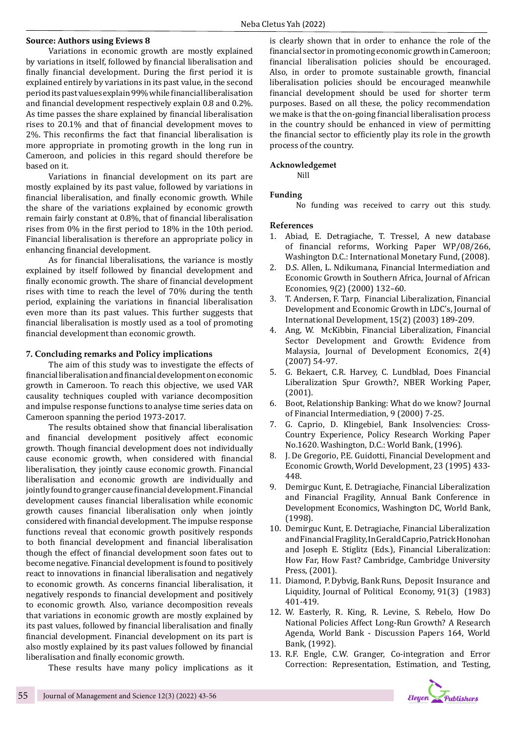**Source: Authors using Eviews 8**

Variations in economic growth are mostly explained by variations in itself, followed by financial liberalisation and finally financial development. During the first period it is explained entirely by variations in its past value, in the second period its past values explain 99% while financial liberalisation and financial development respectively explain 0.8 and 0.2%. As time passes the share explained by financial liberalisation rises to 20.1% and that of financial development moves to 2%. This reconfirms the fact that financial liberalisation is more appropriate in promoting growth in the long run in Cameroon, and policies in this regard should therefore be based on it.

Variations in financial development on its part are mostly explained by its past value, followed by variations in financial liberalisation, and finally economic growth. While the share of the variations explained by economic growth remain fairly constant at 0.8%, that of financial liberalisation rises from 0% in the first period to 18% in the 10th period. Financial liberalisation is therefore an appropriate policy in enhancing financial development.

As for financial liberalisations, the variance is mostly explained by itself followed by financial development and finally economic growth. The share of financial development rises with time to reach the level of 70% during the tenth period, explaining the variations in financial liberalisation even more than its past values. This further suggests that financial liberalisation is mostly used as a tool of promoting financial development than economic growth.

## 7. Concluding remarks and Policy implications

The aim of this study was to investigate the effects of financial liberalisation and financial development on economic growth in Cameroon. To reach this objective, we used VAR causality techniques coupled with variance decomposition and impulse response functions to analyse time series data on Cameroon spanning the period 1973-2017.

The results obtained show that financial liberalisation and financial development positively affect economic growth. Though financial development does not individually cause economic growth, when considered with financial liberalisation, they jointly cause economic growth. Financial liberalisation and economic growth are individually and jointly found to granger cause financial development. Financial development causes financial liberalisation while economic growth causes financial liberalisation only when jointly considered with financial development. The impulse response functions reveal that economic growth positively responds to both financial development and financial liberalisation though the effect of financial development soon fates out to become negative. Financial development is found to positively react to innovations in financial liberalisation and negatively to economic growth. As concerns financial liberalisation, it negatively responds to financial development and positively to economic growth. Also, variance decomposition reveals that variations in economic growth are mostly explained by its past values, followed by financial liberalisation and finally financial development. Financial development on its part is also mostly explained by its past values followed by financial liberalisation and finally economic growth.

These results have many policy implications as it is clearly shown that in order to enhance the role of the financial sector in promoting economic growth in Cameroon; financial liberalisation policies should be encouraged. Also, in order to promote sustainable growth, financial liberalisation policies should be encouraged meanwhile financial development should be used for shorter term purposes. Based on all these, the policy recommendation we make is that the on-going financial liberalisation process in the country should be enhanced in view of permitting the financial sector to efficiently play its role in the growth process of the country.

**Acknowledgemet**

Nill

**Funding**

No funding was received to carry out this study.

**References**

1. Abiad, E. Detragiache, T. Tressel, A new database of financial reforms, Working Paper WP/08/266, Washington D.C.: International Monetary Fund, (2008).
2. D.S. Allen, L. Ndikumana, Financial Intermediation and Economic Growth in Southern Africa, Journal of African Economies, 9(2) (2000) 132–60.
3. T. Andersen, F. Tarp, Financial Liberalization, Financial Development and Economic Growth in LDC's, Journal of International Development, 15(2) (2003) 189-209.
4. Ang, W. McKibbin, Financial Liberalization, Financial Sector Development and Growth: Evidence from Malaysia, Journal of Development Economics, 2(4) (2007) 54-97.
5. G. Bekaert, C.R. Harvey, C. Lundblad, Does Financial Liberalization Spur Growth?, NBER Working Paper, (2001).
6. Boot, Relationship Banking: What do we know? Journal of Financial Intermediation, 9 (2000) 7-25.
7. G. Caprio, D. Klingebiel, Bank Insolvencies: Cross-Country Experience, Policy Research Working Paper No.1620. Washington, D.C.: World Bank, (1996).
8. J. De Gregorio, P.E. Guidotti, Financial Development and Economic Growth, World Development, 23 (1995) 433-448.
9. Demirguc Kunt, E. Detragiache, Financial Liberalization and Financial Fragility, Annual Bank Conference in Development Economics, Washington DC, World Bank, (1998).
10. Demirguc Kunt, E. Detragiache, Financial Liberalization and Financial Fragility, In Gerald Caprio, Patrick Honohan and Joseph E. Stiglitz (Eds.), Financial Liberalization: How Far, How Fast? Cambridge, Cambridge University Press, (2001).
11. Diamond, P. Dybvig, Bank Runs, Deposit Insurance and Liquidity, Journal of Political Economy, 91(3) (1983) 401-419.
12. W. Easterly, R. King, R. Levine, S. Rebelo, How Do National Policies Affect Long-Run Growth? A Research Agenda, World Bank - Discussion Papers 164, World Bank, (1992).
13. R.F. Engle, C.W. Granger, Co-integration and Error Correction: Representation, Estimation, and Testing,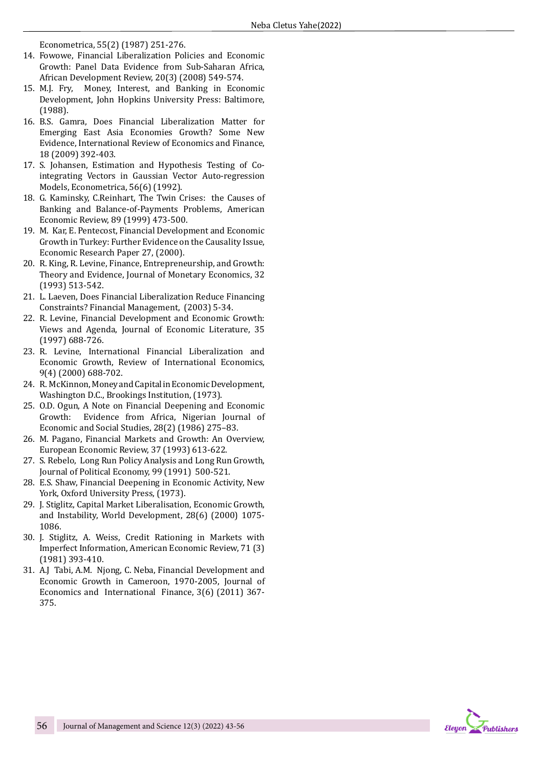Econometrica, 55(2) (1987) 251-276.

14. Fowowe, Financial Liberalization Policies and Economic Growth: Panel Data Evidence from Sub-Saharan Africa, African Development Review, 20(3) (2008) 549-574.
15. M.J. Fry, Money, Interest, and Banking in Economic Development, John Hopkins University Press: Baltimore, (1988).
16. B.S. Gamra, Does Financial Liberalization Matter for Emerging East Asia Economies Growth? Some New Evidence, International Review of Economics and Finance, 18 (2009) 392-403.
17. S. Johansen, Estimation and Hypothesis Testing of Co-integrating Vectors in Gaussian Vector Auto-regression Models, Econometrica, 56(6) (1992).
18. G. Kaminsky, C.Reinhart, The Twin Crises: the Causes of Banking and Balance-of-Payments Problems, American Economic Review, 89 (1999) 473-500.
19. M. Kar, E. Pentecost, Financial Development and Economic Growth in Turkey: Further Evidence on the Causality Issue, Economic Research Paper 27, (2000).
20. R. King, R. Levine, Finance, Entrepreneurship, and Growth: Theory and Evidence, Journal of Monetary Economics, 32 (1993) 513-542.
21. L. Laeven, Does Financial Liberalization Reduce Financing Constraints? Financial Management, (2003) 5-34.
22. R. Levine, Financial Development and Economic Growth: Views and Agenda, Journal of Economic Literature, 35 (1997) 688-726.
23. R. Levine, International Financial Liberalization and Economic Growth, Review of International Economics, 9(4) (2000) 688-702.
24. R. McKinnon, Money and Capital in Economic Development, Washington D.C., Brookings Institution, (1973).
25. O.D. Ogun, A Note on Financial Deepening and Economic Growth: Evidence from Africa, Nigerian Journal of Economic and Social Studies, 28(2) (1986) 275–83.
26. M. Pagano, Financial Markets and Growth: An Overview, European Economic Review, 37 (1993) 613-622.
27. S. Rebelo, Long Run Policy Analysis and Long Run Growth, Journal of Political Economy, 99 (1991) 500-521.
28. E.S. Shaw, Financial Deepening in Economic Activity, New York, Oxford University Press, (1973).
29. J. Stiglitz, Capital Market Liberalisation, Economic Growth, and Instability, World Development, 28(6) (2000) 1075-1086.
30. J. Stiglitz, A. Weiss, Credit Rationing in Markets with Imperfect Information, American Economic Review, 71 (3) (1981) 393-410.
31. A.J Tabi, A.M. Njong, C. Neba, Financial Development and Economic Growth in Cameroon, 1970-2005, Journal of Economics and International Finance, 3(6) (2011) 367-375.